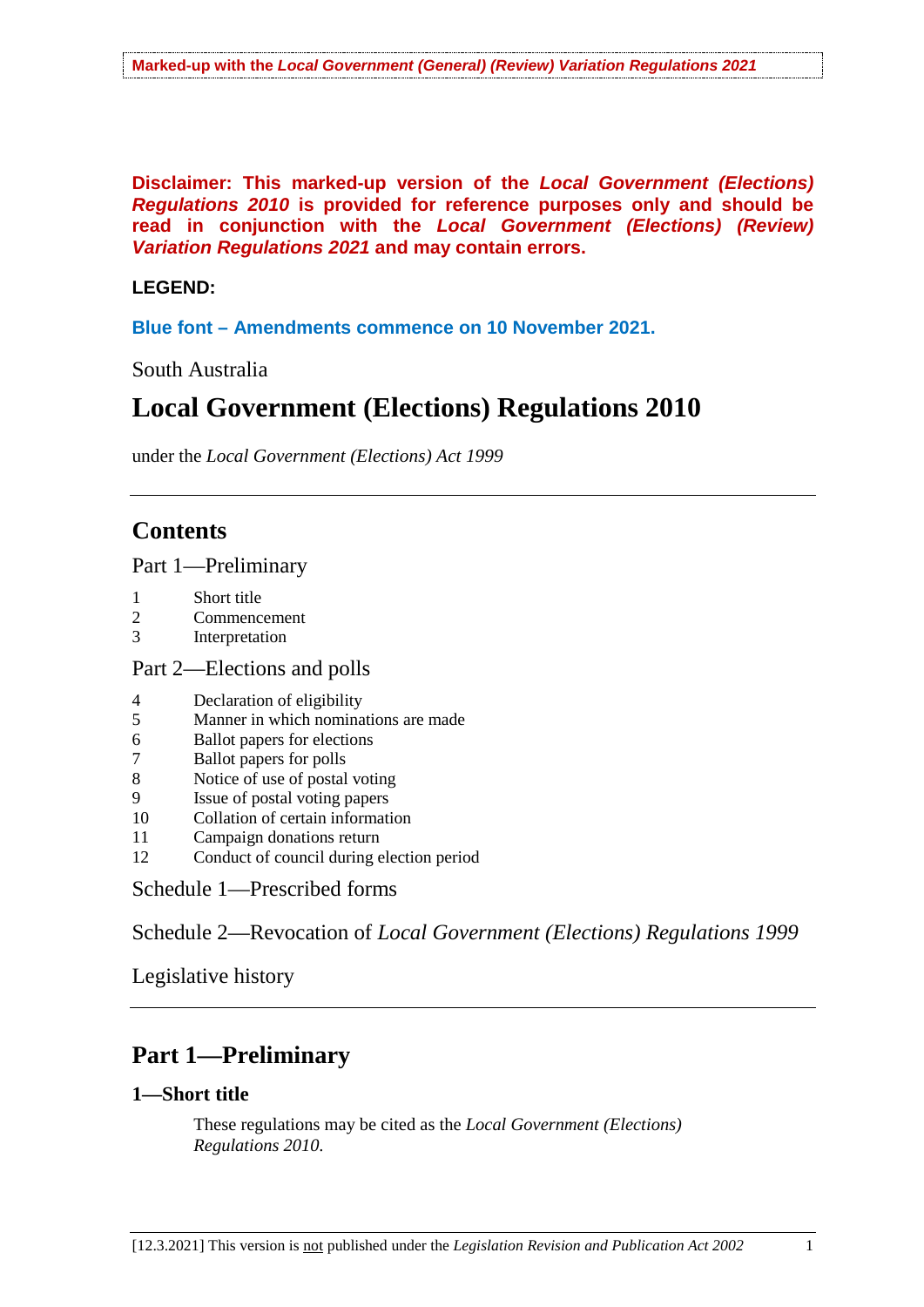**Marked-up with the *Local Government (General) (Review) Variation Regulations 2021***

**Disclaimer: This marked-up version of the *Local Government (Elections) Regulations 2010* is provided for reference purposes only and should be read in conjunction with the *Local Government (Elections) (Review) Variation Regulations 2021* and may contain errors.**

**LEGEND:**

**Blue font – Amendments commence on 10 November 2021.**

South Australia

# Local Government (Elections) Regulations 2010

under the *Local Government (Elections) Act 1999*

---

## Contents

Part 1—Preliminary

1 Short title
2 Commencement
3 Interpretation

Part 2—Elections and polls

4 Declaration of eligibility
5 Manner in which nominations are made
6 Ballot papers for elections
7 Ballot papers for polls
8 Notice of use of postal voting
9 Issue of postal voting papers
10 Collation of certain information
11 Campaign donations return
12 Conduct of council during election period

Schedule 1—Prescribed forms

Schedule 2—Revocation of *Local Government (Elections) Regulations 1999*

Legislative history

---

## Part 1—Preliminary

### 1—Short title

These regulations may be cited as the *Local Government (Elections) Regulations 2010*.

[12.3.2021] This version is not published under the *Legislation Revision and Publication Act 2002*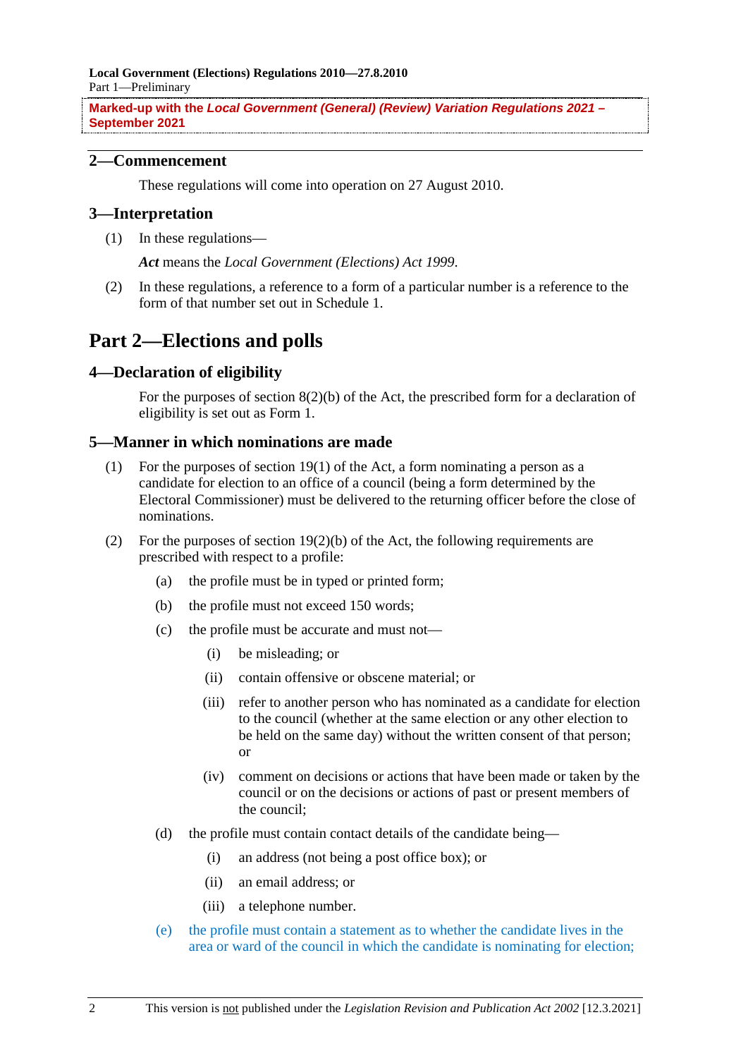## 2—Commencement

These regulations will come into operation on 27 August 2010.

## 3—Interpretation

(1) In these regulations—

***Act*** means the *Local Government (Elections) Act 1999*.

(2) In these regulations, a reference to a form of a particular number is a reference to the form of that number set out in Schedule 1.

# Part 2—Elections and polls

## 4—Declaration of eligibility

For the purposes of section 8(2)(b) of the Act, the prescribed form for a declaration of eligibility is set out as Form 1.

## 5—Manner in which nominations are made

(1) For the purposes of section 19(1) of the Act, a form nominating a person as a candidate for election to an office of a council (being a form determined by the Electoral Commissioner) must be delivered to the returning officer before the close of nominations.

(2) For the purposes of section 19(2)(b) of the Act, the following requirements are prescribed with respect to a profile:

- (a) the profile must be in typed or printed form;
- (b) the profile must not exceed 150 words;
- (c) the profile must be accurate and must not—
  - (i) be misleading; or
  - (ii) contain offensive or obscene material; or
  - (iii) refer to another person who has nominated as a candidate for election to the council (whether at the same election or any other election to be held on the same day) without the written consent of that person; or
  - (iv) comment on decisions or actions that have been made or taken by the council or on the decisions or actions of past or present members of the council;
- (d) the profile must contain contact details of the candidate being—
  - (i) an address (not being a post office box); or
  - (ii) an email address; or
  - (iii) a telephone number.
- (e) the profile must contain a statement as to whether the candidate lives in the area or ward of the council in which the candidate is nominating for election;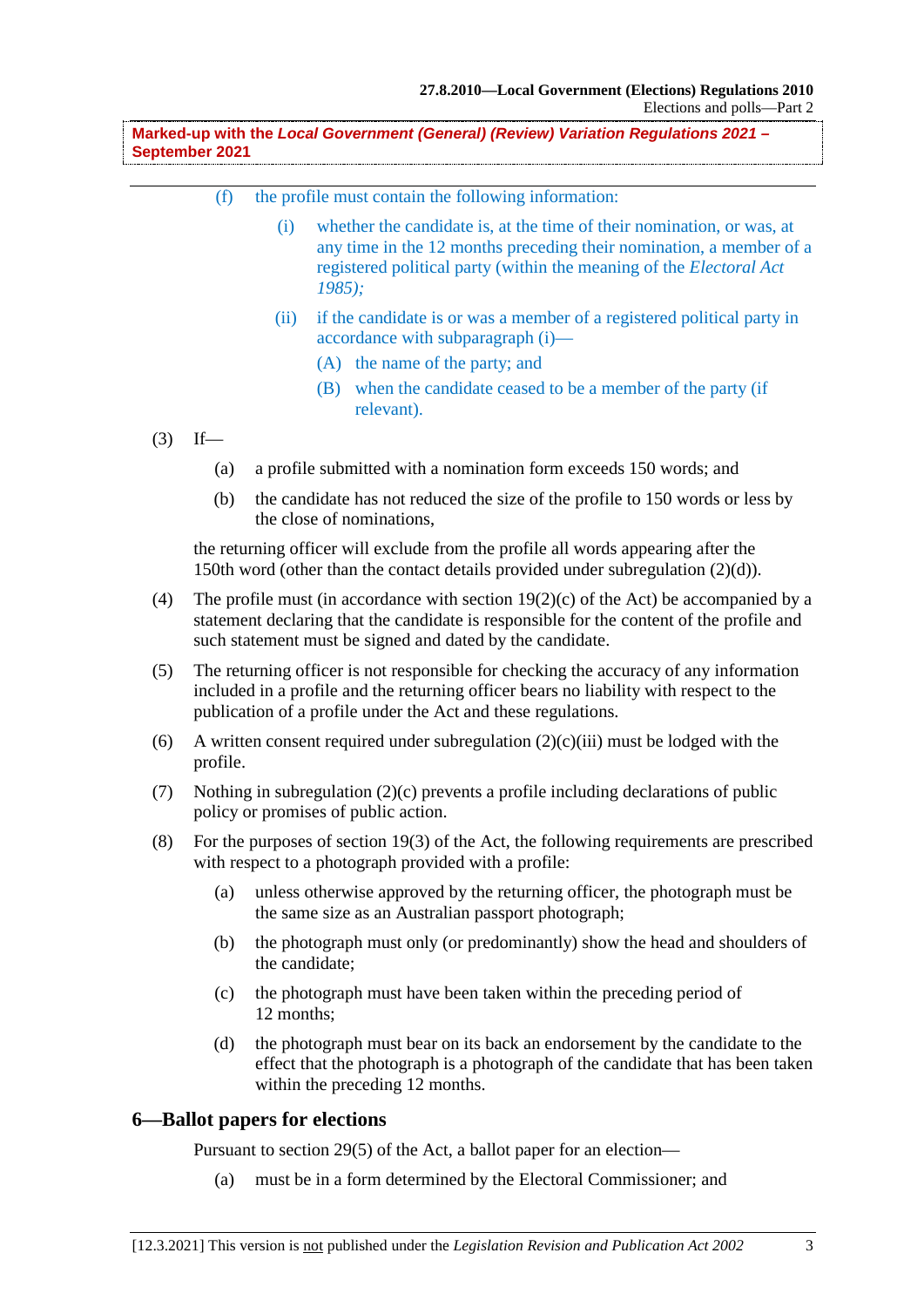(f) the profile must contain the following information:

(i) whether the candidate is, at the time of their nomination, or was, at any time in the 12 months preceding their nomination, a member of a registered political party (within the meaning of the *Electoral Act 1985);*

(ii) if the candidate is or was a member of a registered political party in accordance with subparagraph (i)—

(A) the name of the party; and

(B) when the candidate ceased to be a member of the party (if relevant).

(3) If—

(a) a profile submitted with a nomination form exceeds 150 words; and

(b) the candidate has not reduced the size of the profile to 150 words or less by the close of nominations,

the returning officer will exclude from the profile all words appearing after the 150th word (other than the contact details provided under subregulation (2)(d)).

(4) The profile must (in accordance with section 19(2)(c) of the Act) be accompanied by a statement declaring that the candidate is responsible for the content of the profile and such statement must be signed and dated by the candidate.

(5) The returning officer is not responsible for checking the accuracy of any information included in a profile and the returning officer bears no liability with respect to the publication of a profile under the Act and these regulations.

(6) A written consent required under subregulation (2)(c)(iii) must be lodged with the profile.

(7) Nothing in subregulation (2)(c) prevents a profile including declarations of public policy or promises of public action.

(8) For the purposes of section 19(3) of the Act, the following requirements are prescribed with respect to a photograph provided with a profile:

(a) unless otherwise approved by the returning officer, the photograph must be the same size as an Australian passport photograph;

(b) the photograph must only (or predominantly) show the head and shoulders of the candidate;

(c) the photograph must have been taken within the preceding period of 12 months;

(d) the photograph must bear on its back an endorsement by the candidate to the effect that the photograph is a photograph of the candidate that has been taken within the preceding 12 months.

## 6—Ballot papers for elections

Pursuant to section 29(5) of the Act, a ballot paper for an election—

(a) must be in a form determined by the Electoral Commissioner; and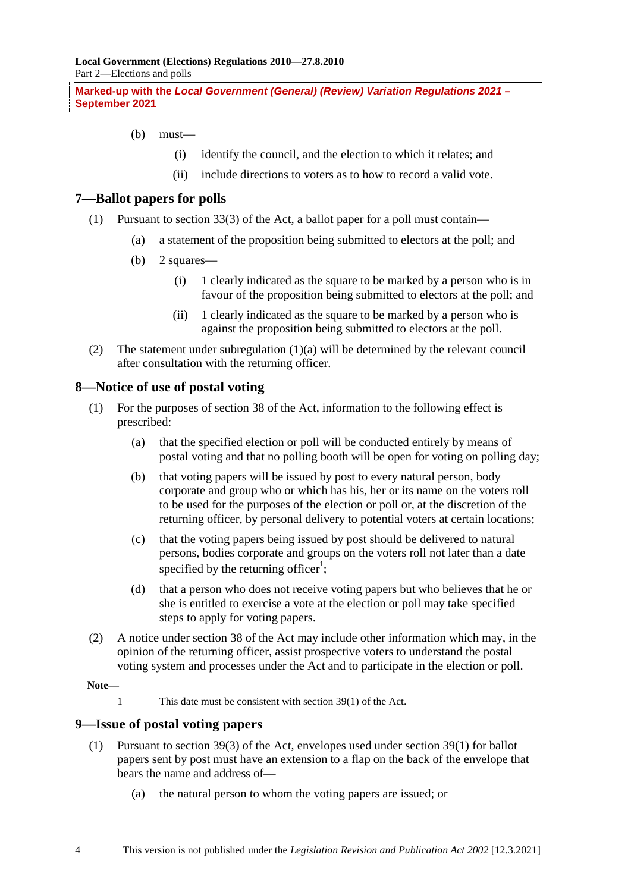(b) must—

(i) identify the council, and the election to which it relates; and

(ii) include directions to voters as to how to record a valid vote.

## 7—Ballot papers for polls

(1) Pursuant to section 33(3) of the Act, a ballot paper for a poll must contain—

(a) a statement of the proposition being submitted to electors at the poll; and

(b) 2 squares—

(i) 1 clearly indicated as the square to be marked by a person who is in favour of the proposition being submitted to electors at the poll; and

(ii) 1 clearly indicated as the square to be marked by a person who is against the proposition being submitted to electors at the poll.

(2) The statement under subregulation (1)(a) will be determined by the relevant council after consultation with the returning officer.

## 8—Notice of use of postal voting

(1) For the purposes of section 38 of the Act, information to the following effect is prescribed:

(a) that the specified election or poll will be conducted entirely by means of postal voting and that no polling booth will be open for voting on polling day;

(b) that voting papers will be issued by post to every natural person, body corporate and group who or which has his, her or its name on the voters roll to be used for the purposes of the election or poll or, at the discretion of the returning officer, by personal delivery to potential voters at certain locations;

(c) that the voting papers being issued by post should be delivered to natural persons, bodies corporate and groups on the voters roll not later than a date specified by the returning officer[1];

(d) that a person who does not receive voting papers but who believes that he or she is entitled to exercise a vote at the election or poll may take specified steps to apply for voting papers.

(2) A notice under section 38 of the Act may include other information which may, in the opinion of the returning officer, assist prospective voters to understand the postal voting system and processes under the Act and to participate in the election or poll.

**Note—**

1 This date must be consistent with section 39(1) of the Act.

## 9—Issue of postal voting papers

(1) Pursuant to section 39(3) of the Act, envelopes used under section 39(1) for ballot papers sent by post must have an extension to a flap on the back of the envelope that bears the name and address of—

(a) the natural person to whom the voting papers are issued; or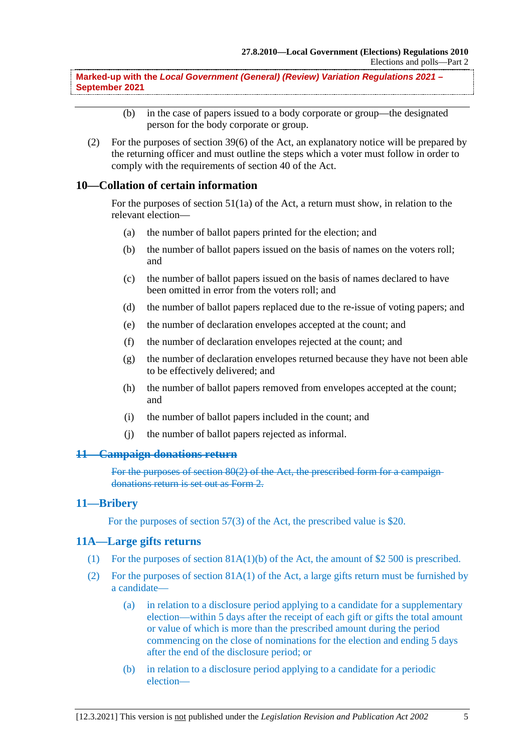Marked-up with the *Local Government (General) (Review) Variation Regulations 2021* – September 2021

(b) in the case of papers issued to a body corporate or group—the designated person for the body corporate or group.

(2) For the purposes of section 39(6) of the Act, an explanatory notice will be prepared by the returning officer and must outline the steps which a voter must follow in order to comply with the requirements of section 40 of the Act.

## 10—Collation of certain information

For the purposes of section 51(1a) of the Act, a return must show, in relation to the relevant election—

(a) the number of ballot papers printed for the election; and

(b) the number of ballot papers issued on the basis of names on the voters roll; and

(c) the number of ballot papers issued on the basis of names declared to have been omitted in error from the voters roll; and

(d) the number of ballot papers replaced due to the re-issue of voting papers; and

(e) the number of declaration envelopes accepted at the count; and

(f) the number of declaration envelopes rejected at the count; and

(g) the number of declaration envelopes returned because they have not been able to be effectively delivered; and

(h) the number of ballot papers removed from envelopes accepted at the count; and

(i) the number of ballot papers included in the count; and

(j) the number of ballot papers rejected as informal.

## ~~11—Campaign donations return~~

~~For the purposes of section 80(2) of the Act, the prescribed form for a campaign donations return is set out as Form 2.~~

## 11—Bribery

For the purposes of section 57(3) of the Act, the prescribed value is $20.

## 11A—Large gifts returns

(1) For the purposes of section 81A(1)(b) of the Act, the amount of $2 500 is prescribed.

(2) For the purposes of section 81A(1) of the Act, a large gifts return must be furnished by a candidate—

(a) in relation to a disclosure period applying to a candidate for a supplementary election—within 5 days after the receipt of each gift or gifts the total amount or value of which is more than the prescribed amount during the period commencing on the close of nominations for the election and ending 5 days after the end of the disclosure period; or

(b) in relation to a disclosure period applying to a candidate for a periodic election—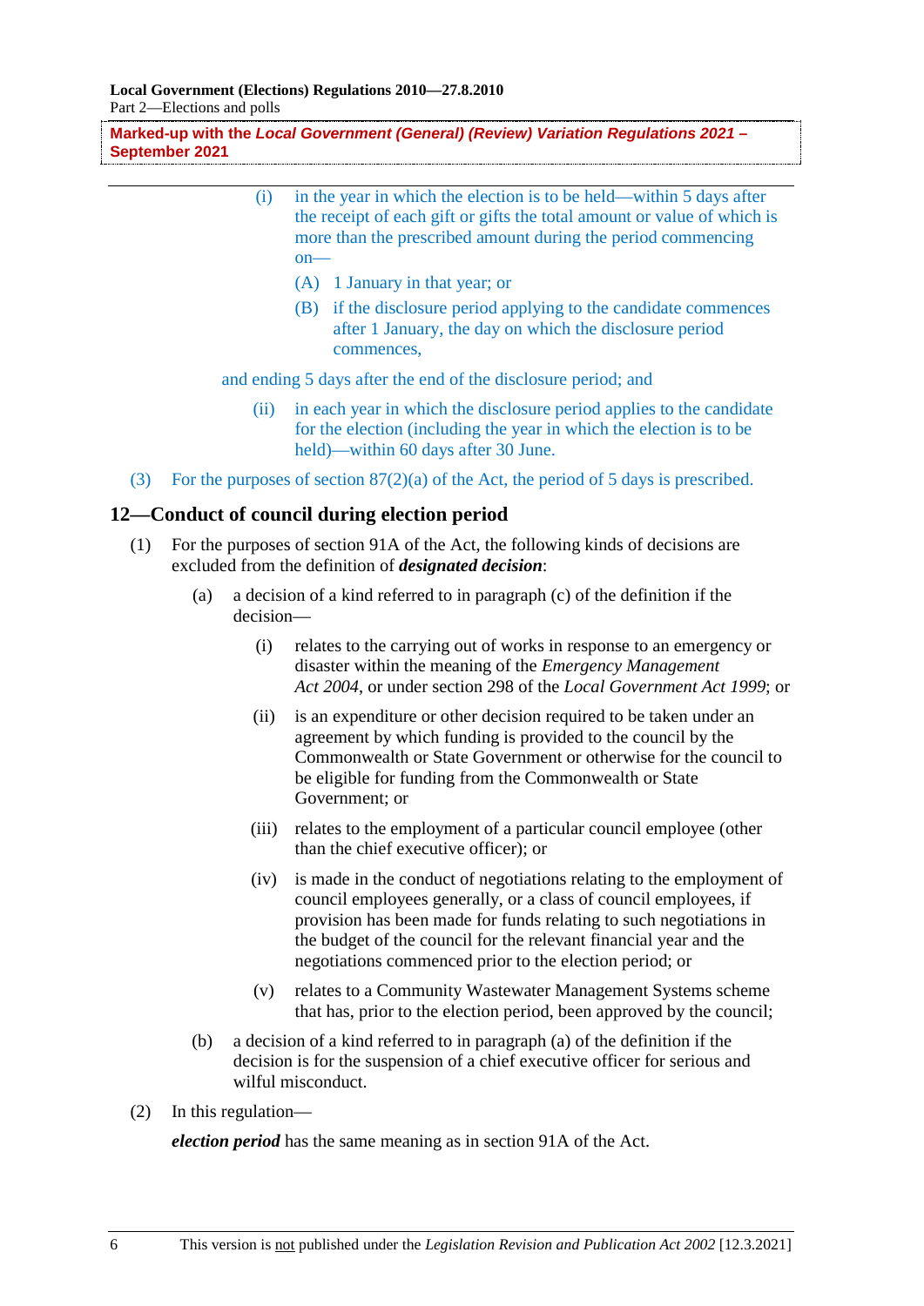(i) in the year in which the election is to be held—within 5 days after the receipt of each gift or gifts the total amount or value of which is more than the prescribed amount during the period commencing on—

(A) 1 January in that year; or

(B) if the disclosure period applying to the candidate commences after 1 January, the day on which the disclosure period commences,

and ending 5 days after the end of the disclosure period; and

(ii) in each year in which the disclosure period applies to the candidate for the election (including the year in which the election is to be held)—within 60 days after 30 June.

(3) For the purposes of section 87(2)(a) of the Act, the period of 5 days is prescribed.

## 12—Conduct of council during election period

(1) For the purposes of section 91A of the Act, the following kinds of decisions are excluded from the definition of ***designated decision***:

(a) a decision of a kind referred to in paragraph (c) of the definition if the decision—

(i) relates to the carrying out of works in response to an emergency or disaster within the meaning of the *Emergency Management Act 2004*, or under section 298 of the *Local Government Act 1999*; or

(ii) is an expenditure or other decision required to be taken under an agreement by which funding is provided to the council by the Commonwealth or State Government or otherwise for the council to be eligible for funding from the Commonwealth or State Government; or

(iii) relates to the employment of a particular council employee (other than the chief executive officer); or

(iv) is made in the conduct of negotiations relating to the employment of council employees generally, or a class of council employees, if provision has been made for funds relating to such negotiations in the budget of the council for the relevant financial year and the negotiations commenced prior to the election period; or

(v) relates to a Community Wastewater Management Systems scheme that has, prior to the election period, been approved by the council;

(b) a decision of a kind referred to in paragraph (a) of the definition if the decision is for the suspension of a chief executive officer for serious and wilful misconduct.

(2) In this regulation—

***election period*** has the same meaning as in section 91A of the Act.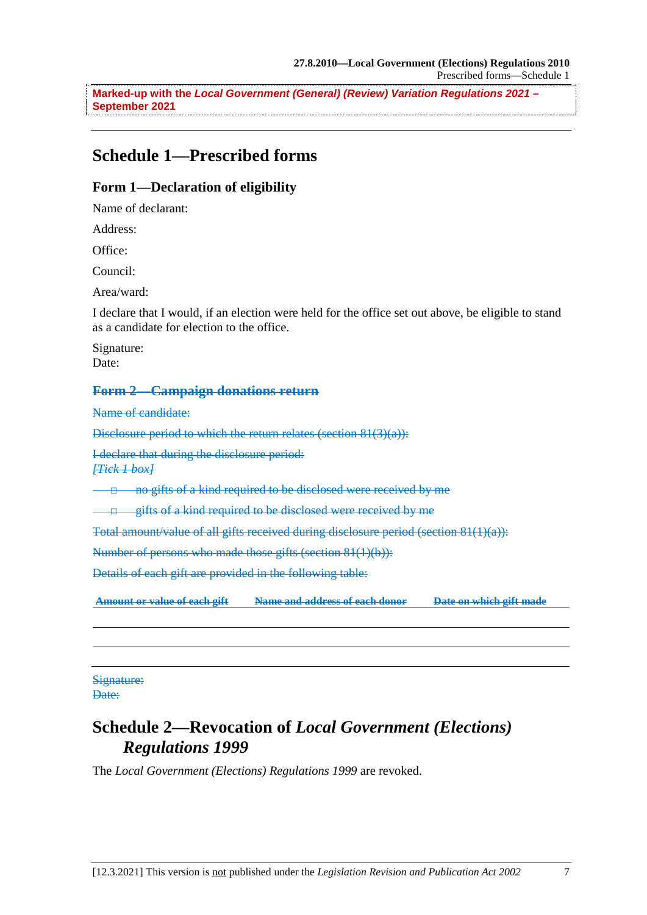Marked-up with the ***Local Government (General) (Review) Variation Regulations 2021* – September 2021**

## Schedule 1—Prescribed forms

### Form 1—Declaration of eligibility

Name of declarant:

Address:

Office:

Council:

Area/ward:

I declare that I would, if an election were held for the office set out above, be eligible to stand as a candidate for election to the office.

Signature:
Date:

### ~~Form 2—Campaign donations return~~

~~Name of candidate:~~

~~Disclosure period to which the return relates (section 81(3)(a)):~~

~~I declare that during the disclosure period:~~
~~*[Tick 1 box]*~~

~~□ no gifts of a kind required to be disclosed were received by me~~

~~□ gifts of a kind required to be disclosed were received by me~~

~~Total amount/value of all gifts received during disclosure period (section 81(1)(a)):~~

~~Number of persons who made those gifts (section 81(1)(b)):~~

~~Details of each gift are provided in the following table:~~

| ~~Amount or value of each gift~~ | ~~Name and address of each donor~~ | ~~Date on which gift made~~ |
|---|---|---|
| | | |
| | | |
| | | |

~~Signature:~~
~~Date:~~

## Schedule 2—Revocation of *Local Government (Elections) Regulations 1999*

The *Local Government (Elections) Regulations 1999* are revoked.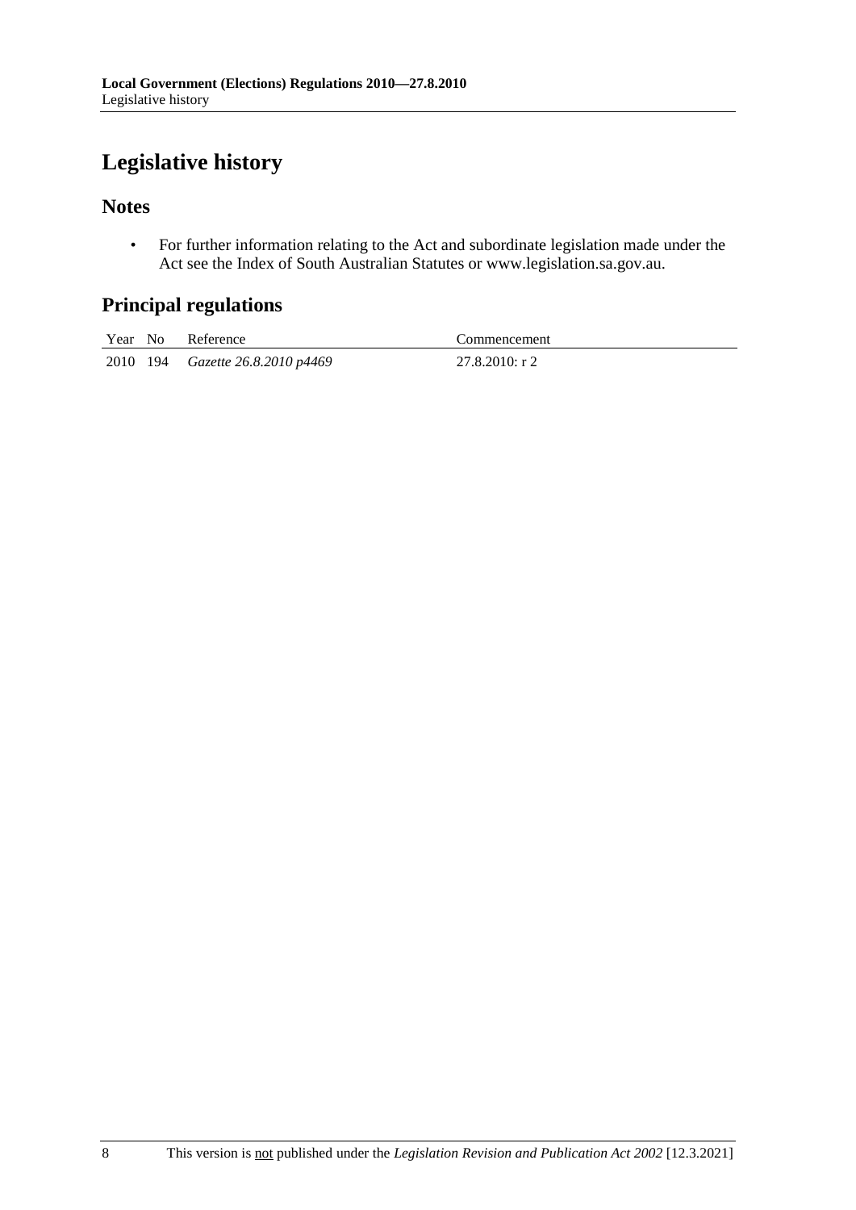# Legislative history

## Notes

- For further information relating to the Act and subordinate legislation made under the Act see the Index of South Australian Statutes or www.legislation.sa.gov.au.

## Principal regulations

| Year | No | Reference | Commencement |
|---|---|---|---|
| 2010 | 194 | *Gazette 26.8.2010 p4469* | 27.8.2010: r 2 |